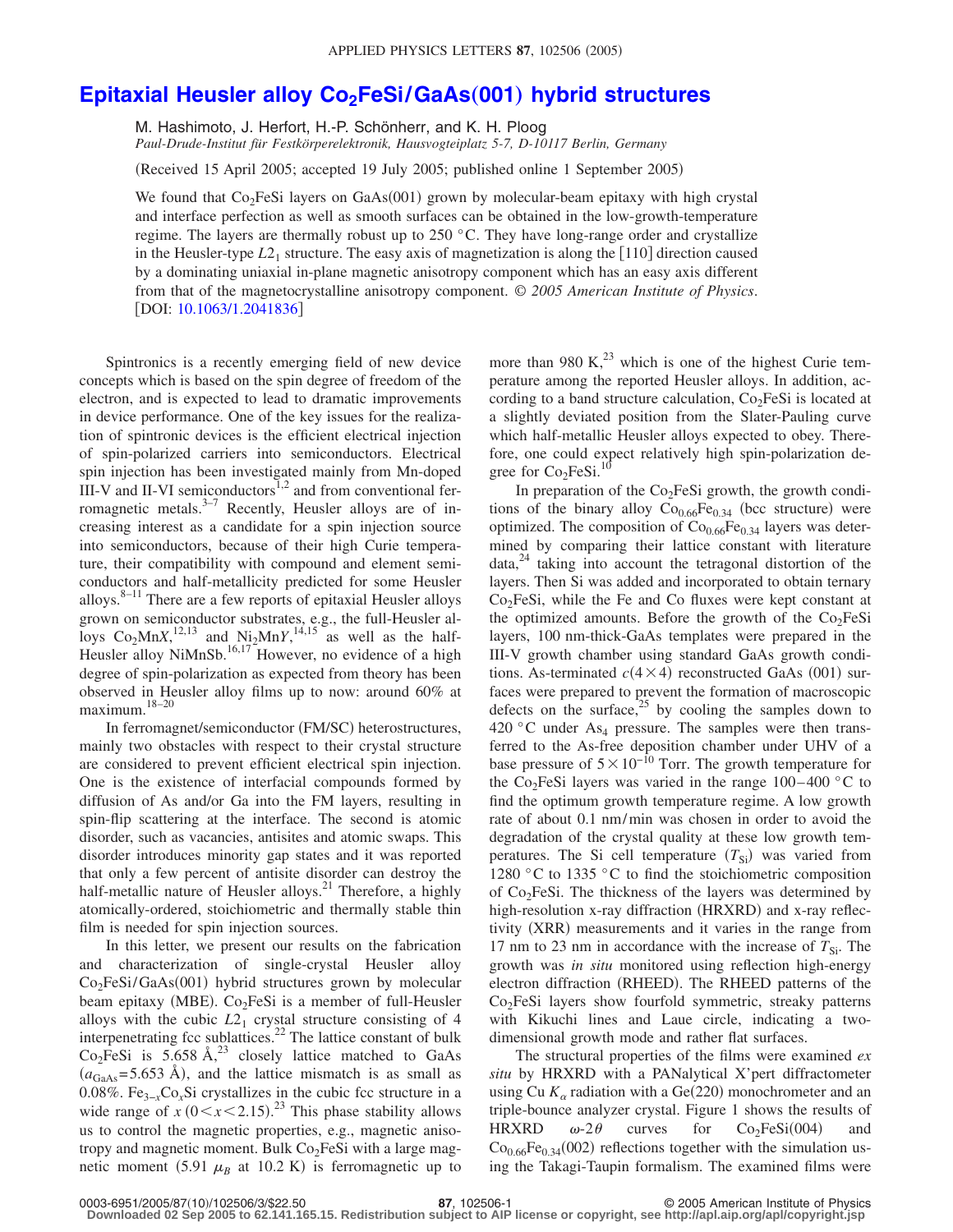# Epitaxial Heusler alloy $Co_2FeSi$/GaAs(001) hybrid structures

M. Hashimoto, J. Herfort, H.-P. Schönherr, and K. H. Ploog

*Paul-Drude-Institut für Festkörperelektronik, Hausvogteiplatz 5-7, D-10117 Berlin, Germany*

(Received 15 April 2005; accepted 19 July 2005; published online 1 September 2005)

We found that $Co_2FeSi$ layers on GaAs(001) grown by molecular-beam epitaxy with high crystal and interface perfection as well as smooth surfaces can be obtained in the low-growth-temperature regime. The layers are thermally robust up to 250 °C. They have long-range order and crystallize in the Heusler-type $L2_1$ structure. The easy axis of magnetization is along the [110] direction caused by a dominating uniaxial in-plane magnetic anisotropy component which has an easy axis different from that of the magnetocrystalline anisotropy component. *© 2005 American Institute of Physics*. [DOI: 10.1063/1.2041836]

Spintronics is a recently emerging field of new device concepts which is based on the spin degree of freedom of the electron, and is expected to lead to dramatic improvements in device performance. One of the key issues for the realization of spintronic devices is the efficient electrical injection of spin-polarized carriers into semiconductors. Electrical spin injection has been investigated mainly from Mn-doped III-V and II-VI semiconductors[1,2] and from conventional ferromagnetic metals.[3–7] Recently, Heusler alloys are of increasing interest as a candidate for a spin injection source into semiconductors, because of their high Curie temperature, their compatibility with compound and element semiconductors and half-metallicity predicted for some Heusler alloys.[8–11] There are a few reports of epitaxial Heusler alloys grown on semiconductor substrates, e.g., the full-Heusler alloys $Co_2MnX$,[12,13] and $Ni_2MnY$,[14,15] as well as the half-Heusler alloy NiMnSb.[16,17] However, no evidence of a high degree of spin-polarization as expected from theory has been observed in Heusler alloy films up to now: around 60% at maximum.[18–20]

In ferromagnet/semiconductor (FM/SC) heterostructures, mainly two obstacles with respect to their crystal structure are considered to prevent efficient electrical spin injection. One is the existence of interfacial compounds formed by diffusion of As and/or Ga into the FM layers, resulting in spin-flip scattering at the interface. The second is atomic disorder, such as vacancies, antisites and atomic swaps. This disorder introduces minority gap states and it was reported that only a few percent of antisite disorder can destroy the half-metallic nature of Heusler alloys.[21] Therefore, a highly atomically-ordered, stoichiometric and thermally stable thin film is needed for spin injection sources.

In this letter, we present our results on the fabrication and characterization of single-crystal Heusler alloy $Co_2FeSi$/GaAs(001) hybrid structures grown by molecular beam epitaxy (MBE). $Co_2FeSi$ is a member of full-Heusler alloys with the cubic $L2_1$ crystal structure consisting of 4 interpenetrating fcc sublattices.[22] The lattice constant of bulk $Co_2FeSi$ is 5.658 Å,[23] closely lattice matched to GaAs ($a_{GaAs}$=5.653 Å), and the lattice mismatch is as small as 0.08%. $Fe_{3-x}Co_xSi$ crystallizes in the cubic fcc structure in a wide range of $x$ ($0<x<2.15$).[23] This phase stability allows us to control the magnetic properties, e.g., magnetic anisotropy and magnetic moment. Bulk $Co_2FeSi$ with a large magnetic moment (5.91 $\mu_B$ at 10.2 K) is ferromagnetic up to more than 980 K,[23] which is one of the highest Curie temperature among the reported Heusler alloys. In addition, according to a band structure calculation, $Co_2FeSi$ is located at a slightly deviated position from the Slater-Pauling curve which half-metallic Heusler alloys expected to obey. Therefore, one could expect relatively high spin-polarization degree for $Co_2FeSi$.[10]

In preparation of the $Co_2FeSi$ growth, the growth conditions of the binary alloy $Co_{0.66}Fe_{0.34}$ (bcc structure) were optimized. The composition of $Co_{0.66}Fe_{0.34}$ layers was determined by comparing their lattice constant with literature data,[24] taking into account the tetragonal distortion of the layers. Then Si was added and incorporated to obtain ternary $Co_2FeSi$, while the Fe and Co fluxes were kept constant at the optimized amounts. Before the growth of the $Co_2FeSi$ layers, 100 nm-thick-GaAs templates were prepared in the III-V growth chamber using standard GaAs growth conditions. As-terminated $c(4\times4)$ reconstructed GaAs (001) surfaces were prepared to prevent the formation of macroscopic defects on the surface,[25] by cooling the samples down to 420 °C under $As_4$ pressure. The samples were then transferred to the As-free deposition chamber under UHV of a base pressure of $5\times10^{-10}$ Torr. The growth temperature for the $Co_2FeSi$ layers was varied in the range 100–400 °C to find the optimum growth temperature regime. A low growth rate of about 0.1 nm/min was chosen in order to avoid the degradation of the crystal quality at these low growth temperatures. The Si cell temperature ($T_{Si}$) was varied from 1280 °C to 1335 °C to find the stoichiometric composition of $Co_2FeSi$. The thickness of the layers was determined by high-resolution x-ray diffraction (HRXRD) and x-ray reflectivity (XRR) measurements and it varies in the range from 17 nm to 23 nm in accordance with the increase of $T_{Si}$. The growth was *in situ* monitored using reflection high-energy electron diffraction (RHEED). The RHEED patterns of the $Co_2FeSi$ layers show fourfold symmetric, streaky patterns with Kikuchi lines and Laue circle, indicating a two-dimensional growth mode and rather flat surfaces.

The structural properties of the films were examined *ex situ* by HRXRD with a PANalytical X'pert diffractometer using Cu $K_\alpha$ radiation with a Ge(220) monochrometer and an triple-bounce analyzer crystal. Figure 1 shows the results of HRXRD $\omega$-$2\theta$ curves for $Co_2FeSi$(004) and $Co_{0.66}Fe_{0.34}$(002) reflections together with the simulation using the Takagi-Taupin formalism. The examined films were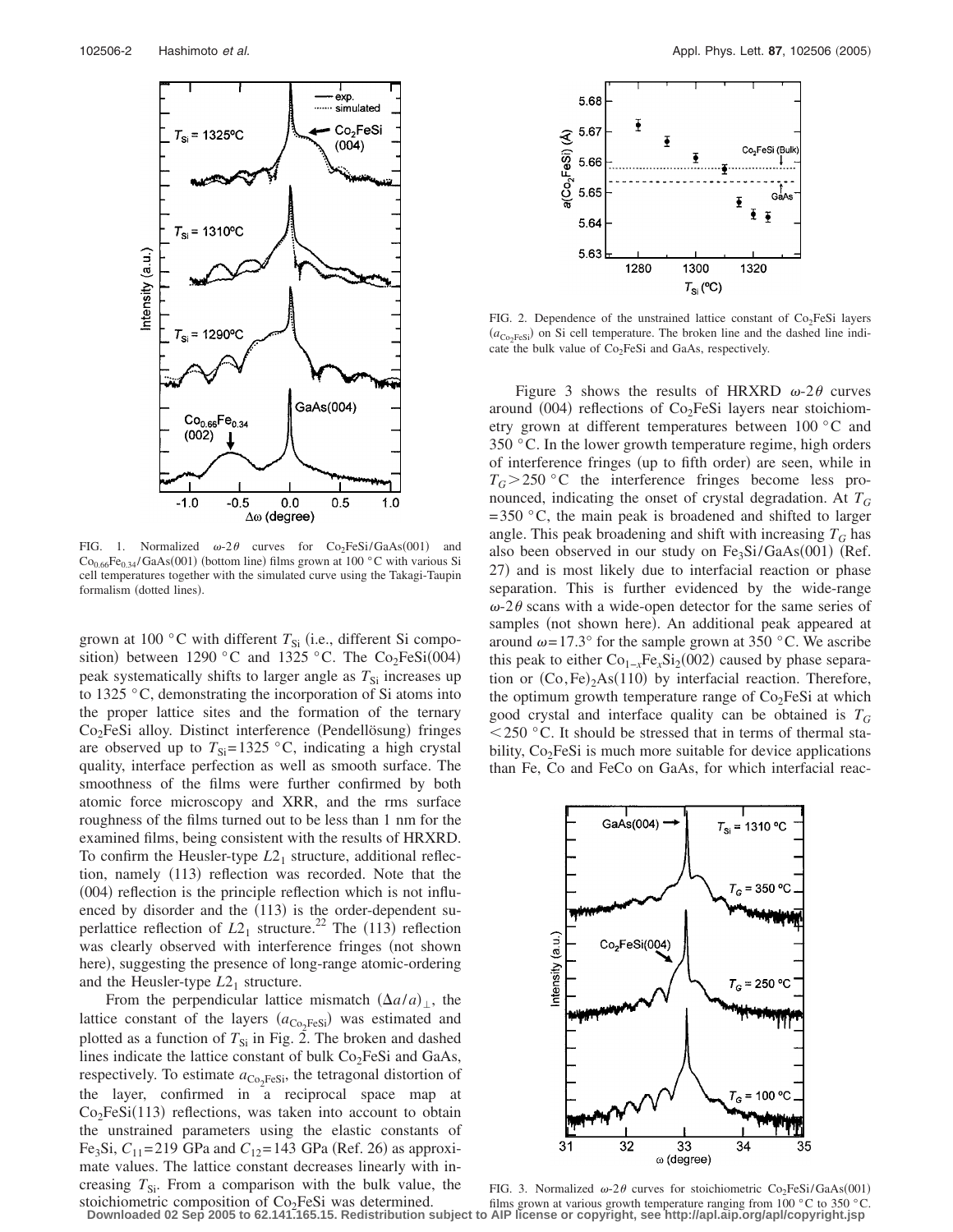FIG. 1. Normalized $\omega$-$2\theta$ curves for $Co_2FeSi/GaAs(001)$ and $Co_{0.66}Fe_{0.34}/GaAs(001)$ (bottom line) films grown at 100 °C with various Si cell temperatures together with the simulated curve using the Takagi-Taupin formalism (dotted lines).

grown at 100 °C with different $T_{Si}$ (i.e., different Si composition) between 1290 °C and 1325 °C. The $Co_2FeSi(004)$ peak systematically shifts to larger angle as $T_{Si}$ increases up to 1325 °C, demonstrating the incorporation of Si atoms into the proper lattice sites and the formation of the ternary $Co_2FeSi$ alloy. Distinct interference (Pendellösung) fringes are observed up to $T_{Si}$=1325 °C, indicating a high crystal quality, interface perfection as well as smooth surface. The smoothness of the films were further confirmed by both atomic force microscopy and XRR, and the rms surface roughness of the films turned out to be less than 1 nm for the examined films, being consistent with the results of HRXRD. To confirm the Heusler-type $L2_1$ structure, additional reflection, namely (113) reflection was recorded. Note that the (004) reflection is the principle reflection which is not influenced by disorder and the (113) is the order-dependent superlattice reflection of $L2_1$ structure.[22] The (113) reflection was clearly observed with interference fringes (not shown here), suggesting the presence of long-range atomic-ordering and the Heusler-type $L2_1$ structure.

From the perpendicular lattice mismatch $(\Delta a/a)_\perp$, the lattice constant of the layers ($a_{Co_2FeSi}$) was estimated and plotted as a function of $T_{Si}$ in Fig. 2. The broken and dashed lines indicate the lattice constant of bulk $Co_2FeSi$ and GaAs, respectively. To estimate $a_{Co_2FeSi}$, the tetragonal distortion of the layer, confirmed in a reciprocal space map at $Co_2FeSi(113)$ reflections, was taken into account to obtain the unstrained parameters using the elastic constants of $Fe_3Si$, $C_{11}$=219 GPa and $C_{12}$=143 GPa (Ref. 26) as approximate values. The lattice constant decreases linearly with increasing $T_{Si}$. From a comparison with the bulk value, the stoichiometric composition of $Co_2FeSi$ was determined.

FIG. 2. Dependence of the unstrained lattice constant of $Co_2FeSi$ layers ($a_{Co_2FeSi}$) on Si cell temperature. The broken line and the dashed line indicate the bulk value of $Co_2FeSi$ and GaAs, respectively.

Figure 3 shows the results of HRXRD $\omega$-$2\theta$ curves around (004) reflections of $Co_2FeSi$ layers near stoichiometry grown at different temperatures between 100 °C and 350 °C. In the lower growth temperature regime, high orders of interference fringes (up to fifth order) are seen, while in $T_G>250$ °C the interference fringes become less pronounced, indicating the onset of crystal degradation. At $T_G$ =350 °C, the main peak is broadened and shifted to larger angle. This peak broadening and shift with increasing $T_G$ has also been observed in our study on $Fe_3Si/GaAs(001)$ (Ref. 27) and is most likely due to interfacial reaction or phase separation. This is further evidenced by the wide-range $\omega$-$2\theta$ scans with a wide-open detector for the same series of samples (not shown here). An additional peak appeared at around $\omega$=17.3° for the sample grown at 350 °C. We ascribe this peak to either $Co_{1-x}Fe_xSi_2(002)$ caused by phase separation or $(Co,Fe)_2As(110)$ by interfacial reaction. Therefore, the optimum growth temperature range of $Co_2FeSi$ at which good crystal and interface quality can be obtained is $T_G$ <250 °C. It should be stressed that in terms of thermal stability, $Co_2FeSi$ is much more suitable for device applications than Fe, Co and FeCo on GaAs, for which interfacial reac-

FIG. 3. Normalized $\omega$-$2\theta$ curves for stoichiometric $Co_2FeSi/GaAs(001)$ films grown at various growth temperature ranging from 100 °C to 350 °C.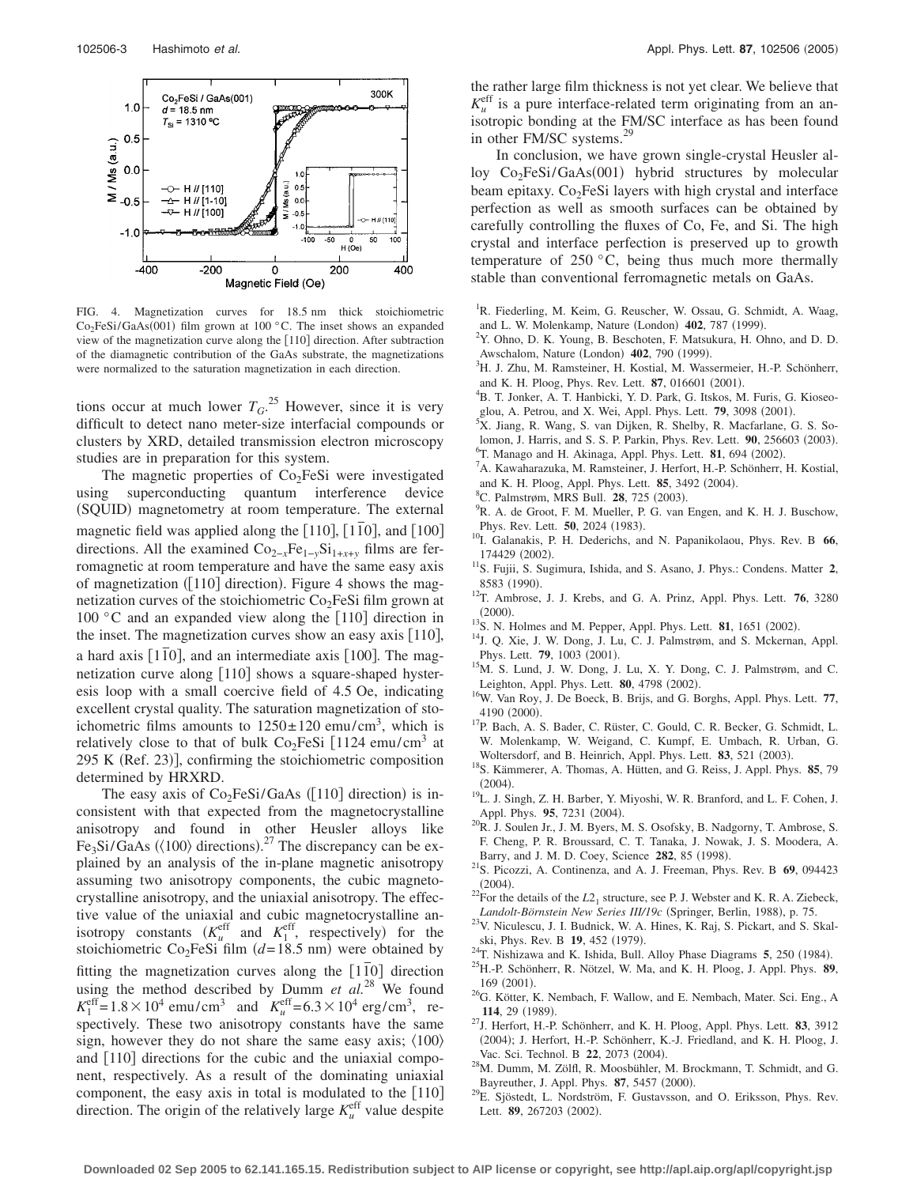Co$_2$FeSi / GaAs(001)
$d$ = 18.5 nm
$T_{Si}$ = 1310 ºC
300K
M / Ms (a.u.)
1.0
0.5
0.0
-0.5
-1.0
-O- H // [110]
-△- H // [1-10]
-▽- H // [100]
-400
-200
0
200
400
Magnetic Field (Oe)
Inset: M / Ms (a.u.), H (Oe), -100, -50, 0, 50, 100, -O- H // [110]

FIG. 4. Magnetization curves for 18.5 nm thick stoichiometric $Co_2FeSi$/GaAs(001) film grown at 100 °C. The inset shows an expanded view of the magnetization curve along the [110] direction. After subtraction of the diamagnetic contribution of the GaAs substrate, the magnetizations were normalized to the saturation magnetization in each direction.

tions occur at much lower $T_G$.[25] However, since it is very difficult to detect nano meter-size interfacial compounds or clusters by XRD, detailed transmission electron microscopy studies are in preparation for this system.

The magnetic properties of $Co_2FeSi$ were investigated using superconducting quantum interference device (SQUID) magnetometry at room temperature. The external magnetic field was applied along the [110], [$1\bar{1}0$], and [100] directions. All the examined $Co_{2-x}Fe_{1-y}Si_{1+x+y}$ films are ferromagnetic at room temperature and have the same easy axis of magnetization ([110] direction). Figure 4 shows the magnetization curves of the stoichiometric $Co_2FeSi$ film grown at 100 °C and an expanded view along the [110] direction in the inset. The magnetization curves show an easy axis [110], a hard axis [$1\bar{1}0$], and an intermediate axis [100]. The magnetization curve along [110] shows a square-shaped hysteresis loop with a small coercive field of 4.5 Oe, indicating excellent crystal quality. The saturation magnetization of stoichiometric films amounts to $1250 \pm 120$ emu/cm$^3$, which is relatively close to that of bulk $Co_2FeSi$ [1124 emu/cm$^3$ at 295 K (Ref. 23)], confirming the stoichiometric composition determined by HRXRD.

The easy axis of $Co_2FeSi$/GaAs ([110] direction) is inconsistent with that expected from the magnetocrystalline anisotropy and found in other Heusler alloys like $Fe_3Si$/GaAs (⟨100⟩ directions).[27] The discrepancy can be explained by an analysis of the in-plane magnetic anisotropy assuming two anisotropy components, the cubic magnetocrystalline anisotropy, and the uniaxial anisotropy. The effective value of the uniaxial and cubic magnetocrystalline anisotropy constants ($K_u^{\text{eff}}$ and $K_1^{\text{eff}}$, respectively) for the stoichiometric $Co_2FeSi$ film ($d$=18.5 nm) were obtained by fitting the magnetization curves along the [$1\bar{1}0$] direction using the method described by Dumm *et al.*[28] We found $K_1^{\text{eff}} = 1.8 \times 10^4$ emu/cm$^3$ and $K_u^{\text{eff}} = 6.3 \times 10^4$ erg/cm$^3$, respectively. These two anisotropy constants have the same sign, however they do not share the same easy axis; ⟨100⟩ and [110] directions for the cubic and the uniaxial component, respectively. As a result of the dominating uniaxial component, the easy axis in total is modulated to the [110] direction. The origin of the relatively large $K_u^{\text{eff}}$ value despite the rather large film thickness is not yet clear. We believe that $K_u^{\text{eff}}$ is a pure interface-related term originating from an anisotropic bonding at the FM/SC interface as has been found in other FM/SC systems.[29]

In conclusion, we have grown single-crystal Heusler alloy $Co_2FeSi$/GaAs(001) hybrid structures by molecular beam epitaxy. $Co_2FeSi$ layers with high crystal and interface perfection as well as smooth surfaces can be obtained by carefully controlling the fluxes of Co, Fe, and Si. The high crystal and interface perfection is preserved up to growth temperature of 250 °C, being thus much more thermally stable than conventional ferromagnetic metals on GaAs.

[1] R. Fiederling, M. Keim, G. Reuscher, W. Ossau, G. Schmidt, A. Waag, and L. W. Molenkamp, Nature (London) **402**, 787 (1999).
[2] Y. Ohno, D. K. Young, B. Beschoten, F. Matsukura, H. Ohno, and D. D. Awschalom, Nature (London) **402**, 790 (1999).
[3] H. J. Zhu, M. Ramsteiner, H. Kostial, M. Wassermeier, H.-P. Schönherr, and K. H. Ploog, Phys. Rev. Lett. **87**, 016601 (2001).
[4] B. T. Jonker, A. T. Hanbicki, Y. D. Park, G. Itskos, M. Furis, G. Kioseoglou, A. Petrou, and X. Wei, Appl. Phys. Lett. **79**, 3098 (2001).
[5] X. Jiang, R. Wang, S. van Dijken, R. Shelby, R. Macfarlane, G. S. Solomon, J. Harris, and S. S. P. Parkin, Phys. Rev. Lett. **90**, 256603 (2003).
[6] T. Manago and H. Akinaga, Appl. Phys. Lett. **81**, 694 (2002).
[7] A. Kawaharazuka, M. Ramsteiner, J. Herfort, H.-P. Schönherr, H. Kostial, and K. H. Ploog, Appl. Phys. Lett. **85**, 3492 (2004).
[8] C. Palmstrøm, MRS Bull. **28**, 725 (2003).
[9] R. A. de Groot, F. M. Mueller, P. G. van Engen, and K. H. J. Buschow, Phys. Rev. Lett. **50**, 2024 (1983).
[10] I. Galanakis, P. H. Dederichs, and N. Papanikolaou, Phys. Rev. B **66**, 174429 (2002).
[11] S. Fujii, S. Sugimura, Ishida, and S. Asano, J. Phys.: Condens. Matter **2**, 8583 (1990).
[12] T. Ambrose, J. J. Krebs, and G. A. Prinz, Appl. Phys. Lett. **76**, 3280 (2000).
[13] S. N. Holmes and M. Pepper, Appl. Phys. Lett. **81**, 1651 (2002).
[14] J. Q. Xie, J. W. Dong, J. Lu, C. J. Palmstrøm, and S. Mckernan, Appl. Phys. Lett. **79**, 1003 (2001).
[15] M. S. Lund, J. W. Dong, J. Lu, X. Y. Dong, C. J. Palmstrøm, and C. Leighton, Appl. Phys. Lett. **80**, 4798 (2002).
[16] W. Van Roy, J. De Boeck, B. Brijs, and G. Borghs, Appl. Phys. Lett. **77**, 4190 (2000).
[17] P. Bach, A. S. Bader, C. Rüster, C. Gould, C. R. Becker, G. Schmidt, L. W. Molenkamp, W. Weigand, C. Kumpf, E. Umbach, R. Urban, G. Woltersdorf, and B. Heinrich, Appl. Phys. Lett. **83**, 521 (2003).
[18] S. Kämmerer, A. Thomas, A. Hütten, and G. Reiss, J. Appl. Phys. **85**, 79 (2004).
[19] L. J. Singh, Z. H. Barber, Y. Miyoshi, W. R. Branford, and L. F. Cohen, J. Appl. Phys. **95**, 7231 (2004).
[20] R. J. Soulen Jr., J. M. Byers, M. S. Osofsky, B. Nadgorny, T. Ambrose, S. F. Cheng, P. R. Broussard, C. T. Tanaka, J. Nowak, J. S. Moodera, A. Barry, and J. M. D. Coey, Science **282**, 85 (1998).
[21] S. Picozzi, A. Continenza, and A. J. Freeman, Phys. Rev. B **69**, 094423 (2004).
[22] For the details of the $L2_1$ structure, see P. J. Webster and K. R. A. Ziebeck, *Landolt-Börnstein New Series III/19c* (Springer, Berlin, 1988), p. 75.
[23] V. Niculescu, J. I. Budnick, W. A. Hines, K. Raj, S. Pickart, and S. Skalski, Phys. Rev. B **19**, 452 (1979).
[24] T. Nishizawa and K. Ishida, Bull. Alloy Phase Diagrams **5**, 250 (1984).
[25] H.-P. Schönherr, R. Nötzel, W. Ma, and K. H. Ploog, J. Appl. Phys. **89**, 169 (2001).
[26] G. Kötter, K. Nembach, F. Wallow, and E. Nembach, Mater. Sci. Eng., A **114**, 29 (1989).
[27] J. Herfort, H.-P. Schönherr, and K. H. Ploog, Appl. Phys. Lett. **83**, 3912 (2004); J. Herfort, H.-P. Schönherr, K.-J. Friedland, and K. H. Ploog, J. Vac. Sci. Technol. B **22**, 2073 (2004).
[28] M. Dumm, M. Zölfl, R. Moosbühler, M. Brockmann, T. Schmidt, and G. Bayreuther, J. Appl. Phys. **87**, 5457 (2000).
[29] E. Sjöstedt, L. Nordström, F. Gustavsson, and O. Eriksson, Phys. Rev. Lett. **89**, 267203 (2002).